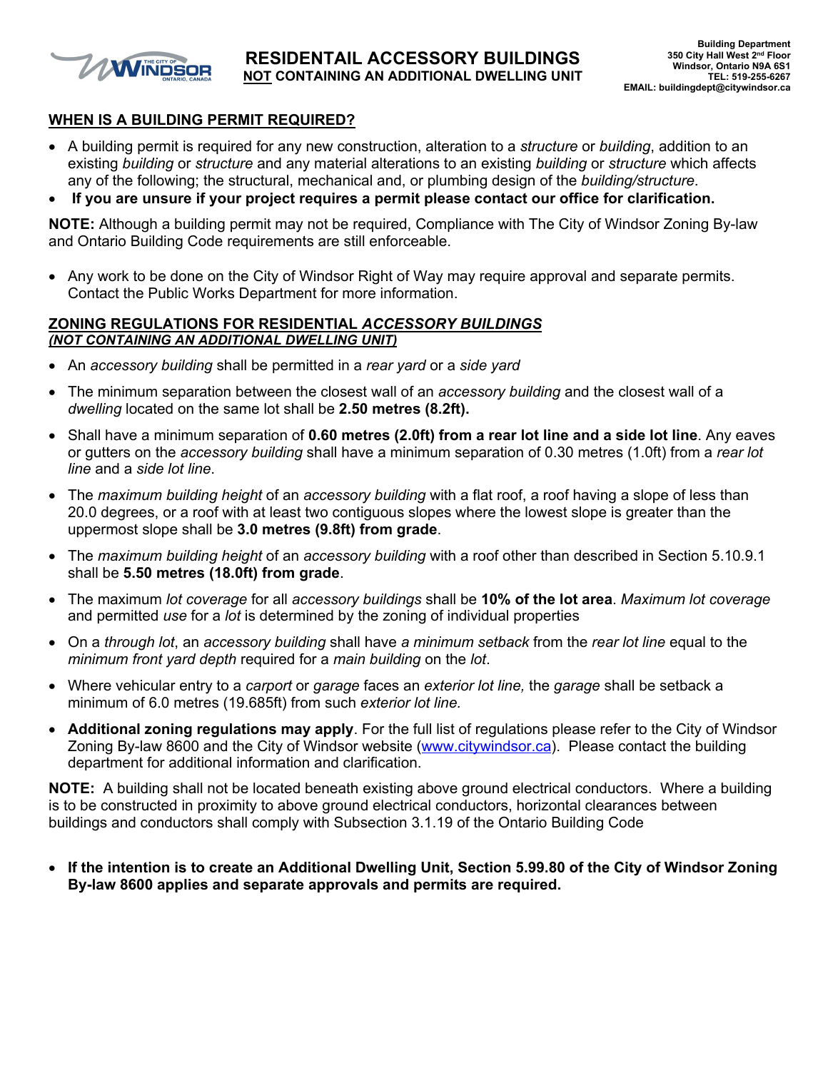# RESIDENTAIL ACCESSORY BUILDINGS

**NOT CONTAINING AN ADDITIONAL DWELLING UNIT**

Building Department
350 City Hall West 2nd Floor
Windsor, Ontario N9A 6S1
TEL: 519-255-6267
EMAIL: buildingdept@citywindsor.ca

## WHEN IS A BUILDING PERMIT REQUIRED?

- A building permit is required for any new construction, alteration to a *structure* or *building*, addition to an existing *building* or *structure* and any material alterations to an existing *building* or *structure* which affects any of the following; the structural, mechanical and, or plumbing design of the *building/structure*.
- **If you are unsure if your project requires a permit please contact our office for clarification.**

**NOTE:** Although a building permit may not be required, Compliance with The City of Windsor Zoning By-law and Ontario Building Code requirements are still enforceable.

- Any work to be done on the City of Windsor Right of Way may require approval and separate permits. Contact the Public Works Department for more information.

## ZONING REGULATIONS FOR RESIDENTIAL *ACCESSORY BUILDINGS* *(NOT CONTAINING AN ADDITIONAL DWELLING UNIT)*

- An *accessory building* shall be permitted in a *rear yard* or a *side yard*
- The minimum separation between the closest wall of an *accessory building* and the closest wall of a *dwelling* located on the same lot shall be **2.50 metres (8.2ft).**
- Shall have a minimum separation of **0.60 metres (2.0ft) from a rear lot line and a side lot line**. Any eaves or gutters on the *accessory building* shall have a minimum separation of 0.30 metres (1.0ft) from a *rear lot line* and a *side lot line*.
- The *maximum building height* of an *accessory building* with a flat roof, a roof having a slope of less than 20.0 degrees, or a roof with at least two contiguous slopes where the lowest slope is greater than the uppermost slope shall be **3.0 metres (9.8ft) from grade**.
- The *maximum building height* of an *accessory building* with a roof other than described in Section 5.10.9.1 shall be **5.50 metres (18.0ft) from grade**.
- The maximum *lot coverage* for all *accessory buildings* shall be **10% of the lot area**. *Maximum lot coverage* and permitted *use* for a *lot* is determined by the zoning of individual properties
- On a *through lot*, an *accessory building* shall have *a minimum setback* from the *rear lot line* equal to the *minimum front yard depth* required for a *main building* on the *lot*.
- Where vehicular entry to a *carport* or *garage* faces an *exterior lot line,* the *garage* shall be setback a minimum of 6.0 metres (19.685ft) from such *exterior lot line.*
- **Additional zoning regulations may apply**. For the full list of regulations please refer to the City of Windsor Zoning By-law 8600 and the City of Windsor website (www.citywindsor.ca). Please contact the building department for additional information and clarification.

**NOTE:** A building shall not be located beneath existing above ground electrical conductors. Where a building is to be constructed in proximity to above ground electrical conductors, horizontal clearances between buildings and conductors shall comply with Subsection 3.1.19 of the Ontario Building Code

- **If the intention is to create an Additional Dwelling Unit, Section 5.99.80 of the City of Windsor Zoning By-law 8600 applies and separate approvals and permits are required.**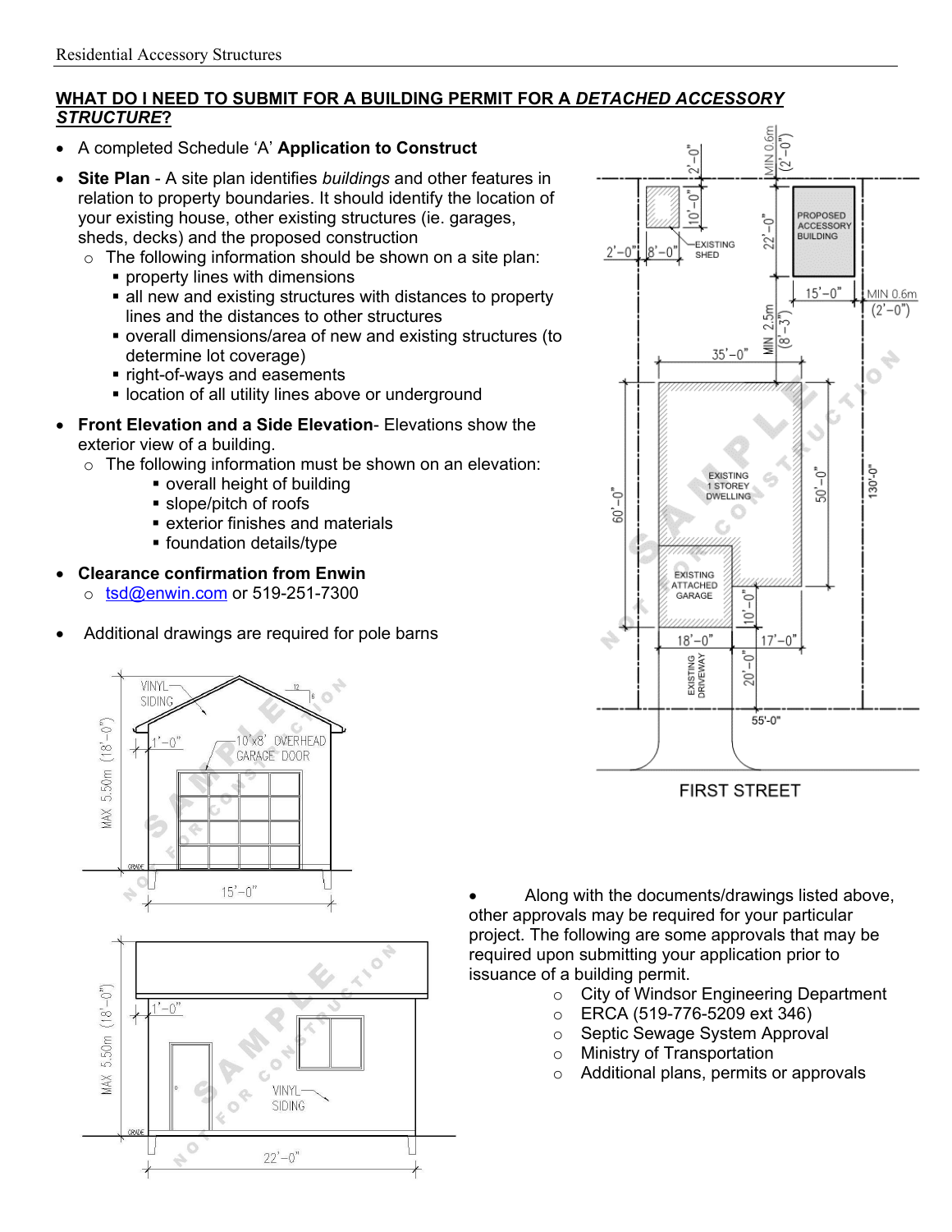## WHAT DO I NEED TO SUBMIT FOR A BUILDING PERMIT FOR A *DETACHED ACCESSORY STRUCTURE*?

- A completed Schedule 'A' **Application to Construct**
- **Site Plan** - A site plan identifies *buildings* and other features in relation to property boundaries. It should identify the location of your existing house, other existing structures (ie. garages, sheds, decks) and the proposed construction
  - The following information should be shown on a site plan:
    - property lines with dimensions
    - all new and existing structures with distances to property lines and the distances to other structures
    - overall dimensions/area of new and existing structures (to determine lot coverage)
    - right-of-ways and easements
    - location of all utility lines above or underground
- **Front Elevation and a Side Elevation**- Elevations show the exterior view of a building.
  - The following information must be shown on an elevation:
    - overall height of building
    - slope/pitch of roofs
    - exterior finishes and materials
    - foundation details/type
- **Clearance confirmation from Enwin**
  - tsd@enwin.com or 519-251-7300
- Additional drawings are required for pole barns

- Along with the documents/drawings listed above, other approvals may be required for your particular project. The following are some approvals that may be required upon submitting your application prior to issuance of a building permit.
  - City of Windsor Engineering Department
  - ERCA (519-776-5209 ext 346)
  - Septic Sewage System Approval
  - Ministry of Transportation
  - Additional plans, permits or approvals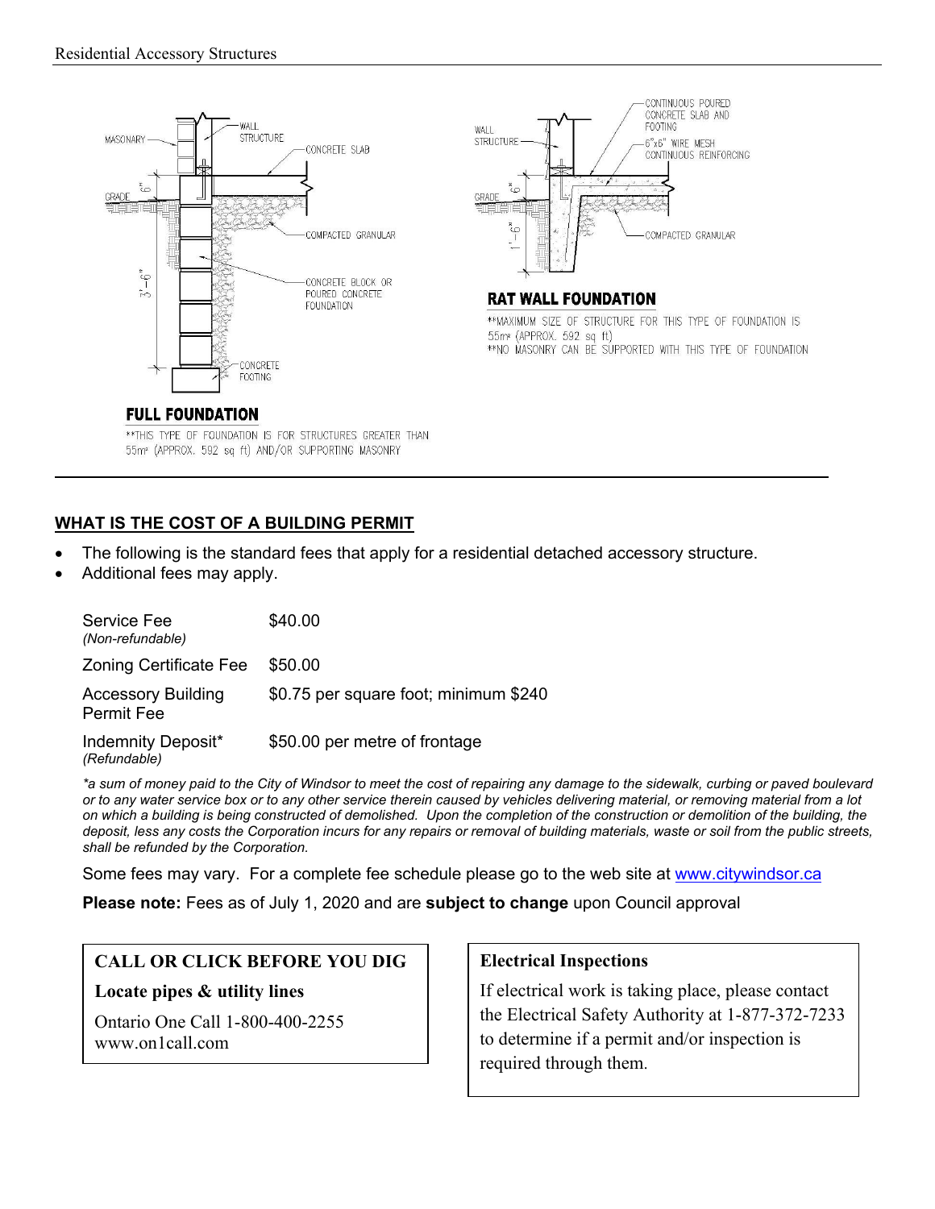MASONARY

WALL STRUCTURE

CONCRETE SLAB

GRADE

6"

3'-6"

COMPACTED GRANULAR

CONCRETE BLOCK OR POURED CONCRETE FOUNDATION

CONCRETE FOOTING

**FULL FOUNDATION**

**THIS TYPE OF FOUNDATION IS FOR STRUCTURES GREATER THAN 55m² (APPROX. 592 sq ft) AND/OR SUPPORTING MASONRY

WALL STRUCTURE

CONTINUOUS POURED CONCRETE SLAB AND FOOTING

6"x6" WIRE MESH CONTINUOUS REINFORCING

GRADE

6"

1'-6"

COMPACTED GRANULAR

**RAT WALL FOUNDATION**

**MAXIMUM SIZE OF STRUCTURE FOR THIS TYPE OF FOUNDATION IS 55m² (APPROX. 592 sq ft)
**NO MASONRY CAN BE SUPPORTED WITH THIS TYPE OF FOUNDATION

## WHAT IS THE COST OF A BUILDING PERMIT

- The following is the standard fees that apply for a residential detached accessory structure.
- Additional fees may apply.

| | |
|---|---|
| Service Fee *(Non-refundable)* | $40.00 |
| Zoning Certificate Fee | $50.00 |
| Accessory Building Permit Fee | $0.75 per square foot; minimum $240 |
| Indemnity Deposit* *(Refundable)* | $50.00 per metre of frontage |

*\*a sum of money paid to the City of Windsor to meet the cost of repairing any damage to the sidewalk, curbing or paved boulevard or to any water service box or to any other service therein caused by vehicles delivering material, or removing material from a lot on which a building is being constructed of demolished. Upon the completion of the construction or demolition of the building, the deposit, less any costs the Corporation incurs for any repairs or removal of building materials, waste or soil from the public streets, shall be refunded by the Corporation.*

Some fees may vary. For a complete fee schedule please go to the web site at www.citywindsor.ca

**Please note:** Fees as of July 1, 2020 and are **subject to change** upon Council approval

**CALL OR CLICK BEFORE YOU DIG**

**Locate pipes & utility lines**

Ontario One Call 1-800-400-2255
www.on1call.com

**Electrical Inspections**

If electrical work is taking place, please contact the Electrical Safety Authority at 1-877-372-7233 to determine if a permit and/or inspection is required through them.